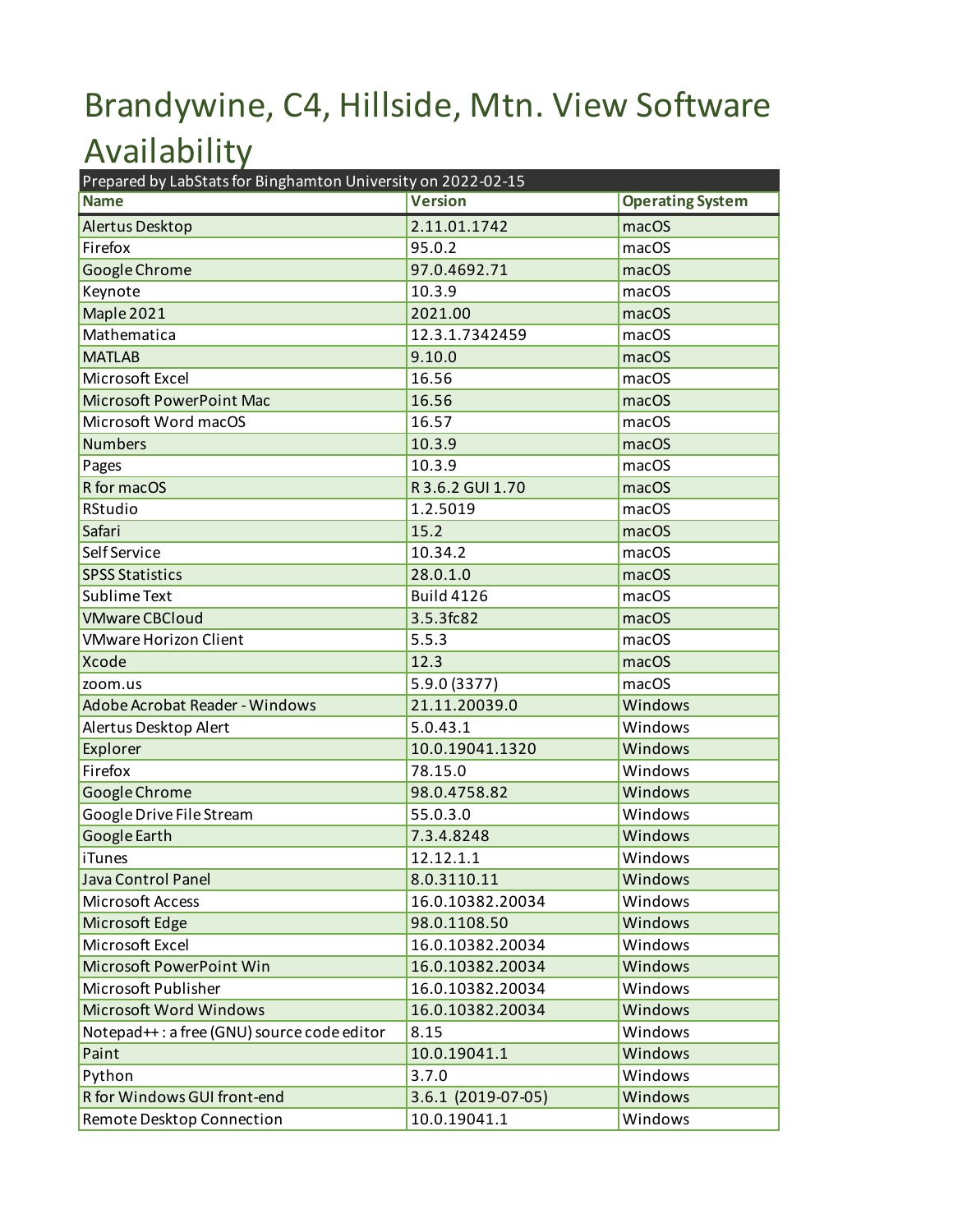# Brandywine, C4, Hillside, Mtn. View Software Availability

| Prepared by LabStats for Binghamton University on 2022-02-15 | | |
|---|---|---|
| **Name** | **Version** | **Operating System** |
| Alertus Desktop | 2.11.01.1742 | macOS |
| Firefox | 95.0.2 | macOS |
| Google Chrome | 97.0.4692.71 | macOS |
| Keynote | 10.3.9 | macOS |
| Maple 2021 | 2021.00 | macOS |
| Mathematica | 12.3.1.7342459 | macOS |
| MATLAB | 9.10.0 | macOS |
| Microsoft Excel | 16.56 | macOS |
| Microsoft PowerPoint Mac | 16.56 | macOS |
| Microsoft Word macOS | 16.57 | macOS |
| Numbers | 10.3.9 | macOS |
| Pages | 10.3.9 | macOS |
| R for macOS | R 3.6.2 GUI 1.70 | macOS |
| RStudio | 1.2.5019 | macOS |
| Safari | 15.2 | macOS |
| Self Service | 10.34.2 | macOS |
| SPSS Statistics | 28.0.1.0 | macOS |
| Sublime Text | Build 4126 | macOS |
| VMware CBCloud | 3.5.3fc82 | macOS |
| VMware Horizon Client | 5.5.3 | macOS |
| Xcode | 12.3 | macOS |
| zoom.us | 5.9.0 (3377) | macOS |
| Adobe Acrobat Reader - Windows | 21.11.20039.0 | Windows |
| Alertus Desktop Alert | 5.0.43.1 | Windows |
| Explorer | 10.0.19041.1320 | Windows |
| Firefox | 78.15.0 | Windows |
| Google Chrome | 98.0.4758.82 | Windows |
| Google Drive File Stream | 55.0.3.0 | Windows |
| Google Earth | 7.3.4.8248 | Windows |
| iTunes | 12.12.1.1 | Windows |
| Java Control Panel | 8.0.3110.11 | Windows |
| Microsoft Access | 16.0.10382.20034 | Windows |
| Microsoft Edge | 98.0.1108.50 | Windows |
| Microsoft Excel | 16.0.10382.20034 | Windows |
| Microsoft PowerPoint Win | 16.0.10382.20034 | Windows |
| Microsoft Publisher | 16.0.10382.20034 | Windows |
| Microsoft Word Windows | 16.0.10382.20034 | Windows |
| Notepad++ : a free (GNU) source code editor | 8.15 | Windows |
| Paint | 10.0.19041.1 | Windows |
| Python | 3.7.0 | Windows |
| R for Windows GUI front-end | 3.6.1 (2019-07-05) | Windows |
| Remote Desktop Connection | 10.0.19041.1 | Windows |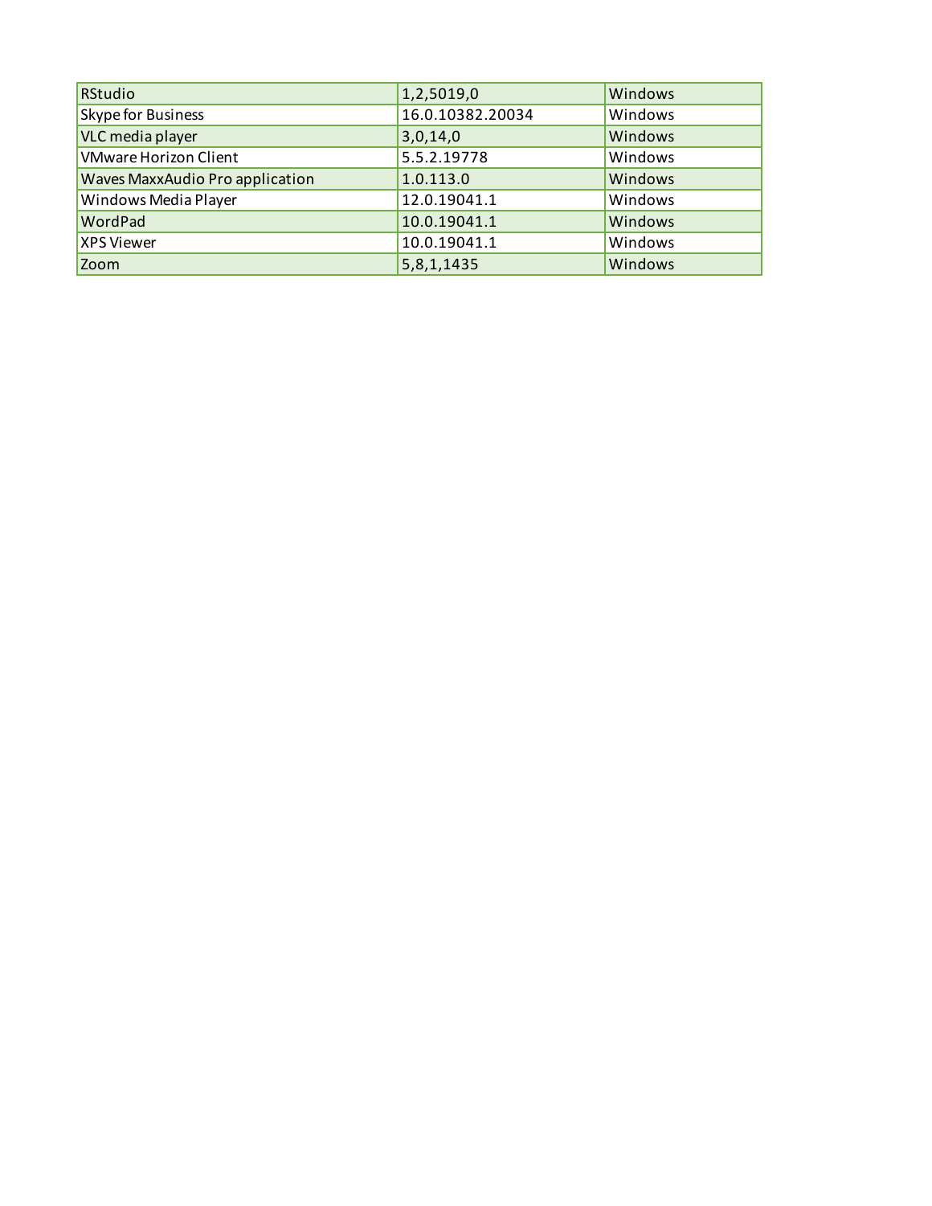| | | |
|---|---|---|
| RStudio | 1,2,5019,0 | Windows |
| Skype for Business | 16.0.10382.20034 | Windows |
| VLC media player | 3,0,14,0 | Windows |
| VMware Horizon Client | 5.5.2.19778 | Windows |
| Waves MaxxAudio Pro application | 1.0.113.0 | Windows |
| Windows Media Player | 12.0.19041.1 | Windows |
| WordPad | 10.0.19041.1 | Windows |
| XPS Viewer | 10.0.19041.1 | Windows |
| Zoom | 5,8,1,1435 | Windows |